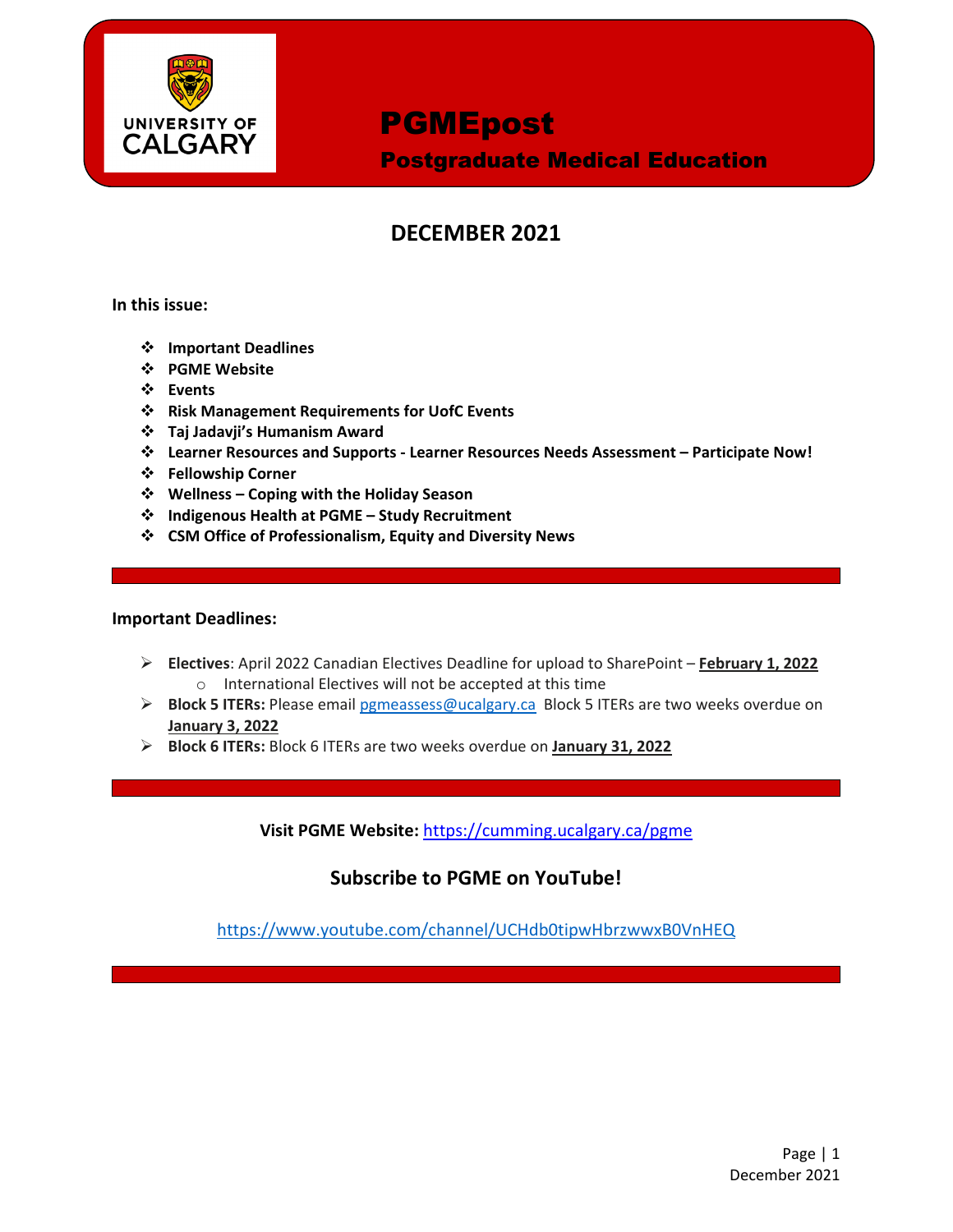UNIVERSITY OF CALGARY

# PGMEpost

## Postgraduate Medical Education

## DECEMBER 2021

**In this issue:**

- **Important Deadlines**
- **PGME Website**
- **Events**
- **Risk Management Requirements for UofC Events**
- **Taj Jadavji's Humanism Award**
- **Learner Resources and Supports - Learner Resources Needs Assessment – Participate Now!**
- **Fellowship Corner**
- **Wellness – Coping with the Holiday Season**
- **Indigenous Health at PGME – Study Recruitment**
- **CSM Office of Professionalism, Equity and Diversity News**

---

**Important Deadlines:**

- **Electives**: April 2022 Canadian Electives Deadline for upload to SharePoint – **February 1, 2022**
  - International Electives will not be accepted at this time
- **Block 5 ITERs:** Please email pgmeassess@ucalgary.ca Block 5 ITERs are two weeks overdue on **January 3, 2022**
- **Block 6 ITERs:** Block 6 ITERs are two weeks overdue on **January 31, 2022**

---

**Visit PGME Website:** https://cumming.ucalgary.ca/pgme

**Subscribe to PGME on YouTube!**

https://www.youtube.com/channel/UCHdb0tipwHbrzwwxB0VnHEQ

---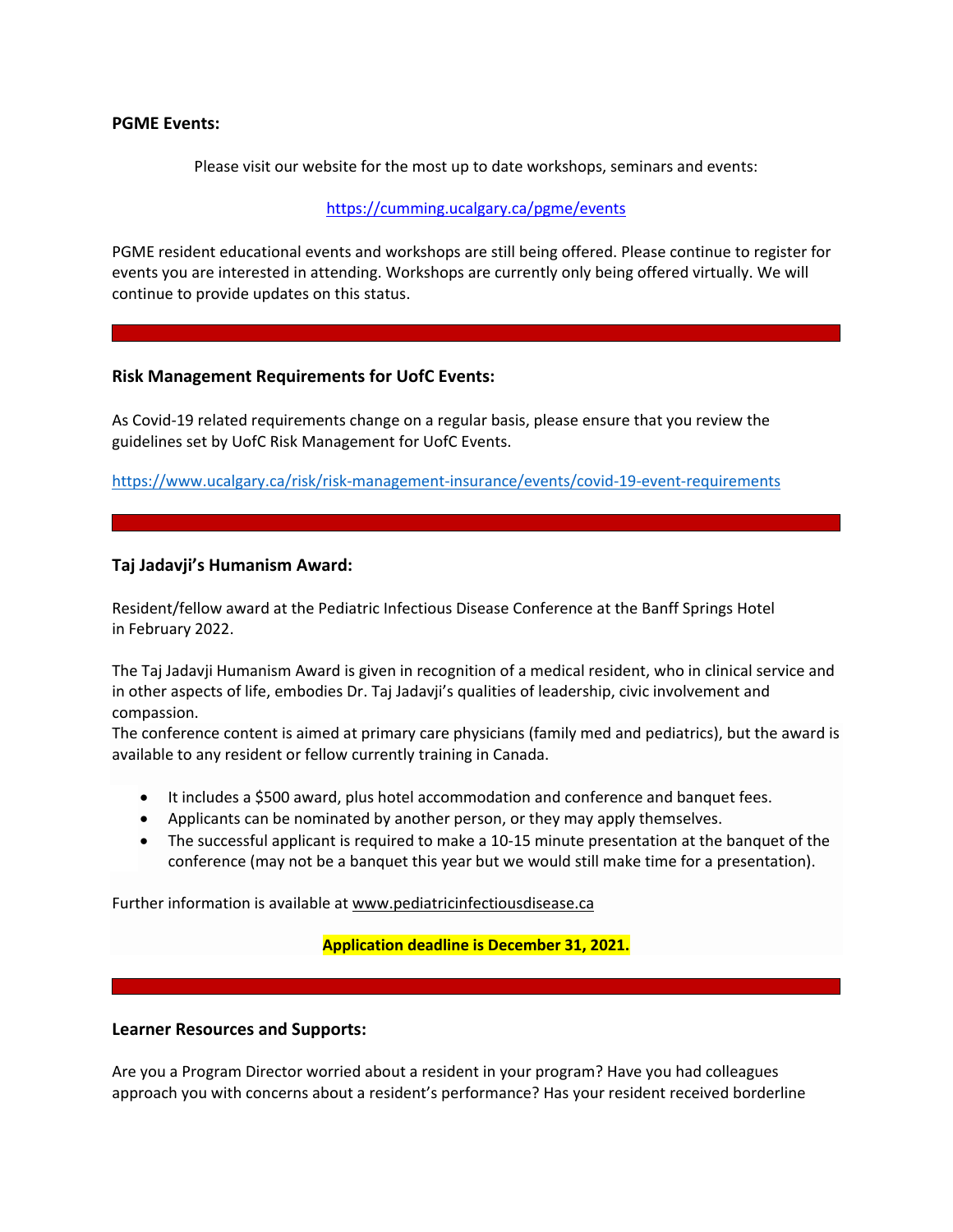**PGME Events:**

Please visit our website for the most up to date workshops, seminars and events:

https://cumming.ucalgary.ca/pgme/events

PGME resident educational events and workshops are still being offered. Please continue to register for events you are interested in attending. Workshops are currently only being offered virtually. We will continue to provide updates on this status.

---

**Risk Management Requirements for UofC Events:**

As Covid-19 related requirements change on a regular basis, please ensure that you review the guidelines set by UofC Risk Management for UofC Events.

https://www.ucalgary.ca/risk/risk-management-insurance/events/covid-19-event-requirements

---

**Taj Jadavji's Humanism Award:**

Resident/fellow award at the Pediatric Infectious Disease Conference at the Banff Springs Hotel in February 2022.

The Taj Jadavji Humanism Award is given in recognition of a medical resident, who in clinical service and in other aspects of life, embodies Dr. Taj Jadavji's qualities of leadership, civic involvement and compassion.
The conference content is aimed at primary care physicians (family med and pediatrics), but the award is available to any resident or fellow currently training in Canada.

- It includes a $500 award, plus hotel accommodation and conference and banquet fees.
- Applicants can be nominated by another person, or they may apply themselves.
- The successful applicant is required to make a 10-15 minute presentation at the banquet of the conference (may not be a banquet this year but we would still make time for a presentation).

Further information is available at www.pediatricinfectiousdisease.ca

**Application deadline is December 31, 2021.**

---

**Learner Resources and Supports:**

Are you a Program Director worried about a resident in your program? Have you had colleagues approach you with concerns about a resident's performance? Has your resident received borderline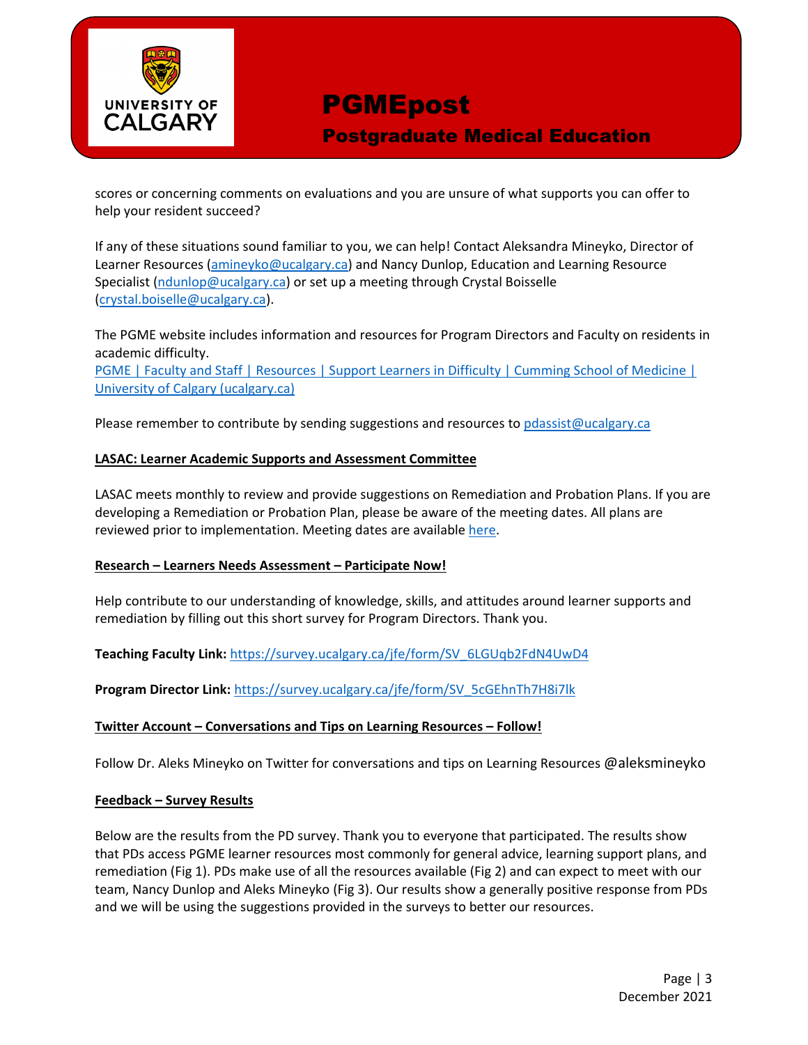scores or concerning comments on evaluations and you are unsure of what supports you can offer to help your resident succeed?

If any of these situations sound familiar to you, we can help! Contact Aleksandra Mineyko, Director of Learner Resources (amineyko@ucalgary.ca) and Nancy Dunlop, Education and Learning Resource Specialist (ndunlop@ucalgary.ca) or set up a meeting through Crystal Boisselle (crystal.boiselle@ucalgary.ca).

The PGME website includes information and resources for Program Directors and Faculty on residents in academic difficulty.
PGME | Faculty and Staff | Resources | Support Learners in Difficulty | Cumming School of Medicine | University of Calgary (ucalgary.ca)

Please remember to contribute by sending suggestions and resources to pdassist@ucalgary.ca

**LASAC: Learner Academic Supports and Assessment Committee**

LASAC meets monthly to review and provide suggestions on Remediation and Probation Plans. If you are developing a Remediation or Probation Plan, please be aware of the meeting dates. All plans are reviewed prior to implementation. Meeting dates are available here.

**Research – Learners Needs Assessment – Participate Now!**

Help contribute to our understanding of knowledge, skills, and attitudes around learner supports and remediation by filling out this short survey for Program Directors. Thank you.

**Teaching Faculty Link:** https://survey.ucalgary.ca/jfe/form/SV_6LGUqb2FdN4UwD4

**Program Director Link:** https://survey.ucalgary.ca/jfe/form/SV_5cGEhnTh7H8i7lk

**Twitter Account – Conversations and Tips on Learning Resources – Follow!**

Follow Dr. Aleks Mineyko on Twitter for conversations and tips on Learning Resources @aleksmineyko

**Feedback – Survey Results**

Below are the results from the PD survey. Thank you to everyone that participated. The results show that PDs access PGME learner resources most commonly for general advice, learning support plans, and remediation (Fig 1). PDs make use of all the resources available (Fig 2) and can expect to meet with our team, Nancy Dunlop and Aleks Mineyko (Fig 3). Our results show a generally positive response from PDs and we will be using the suggestions provided in the surveys to better our resources.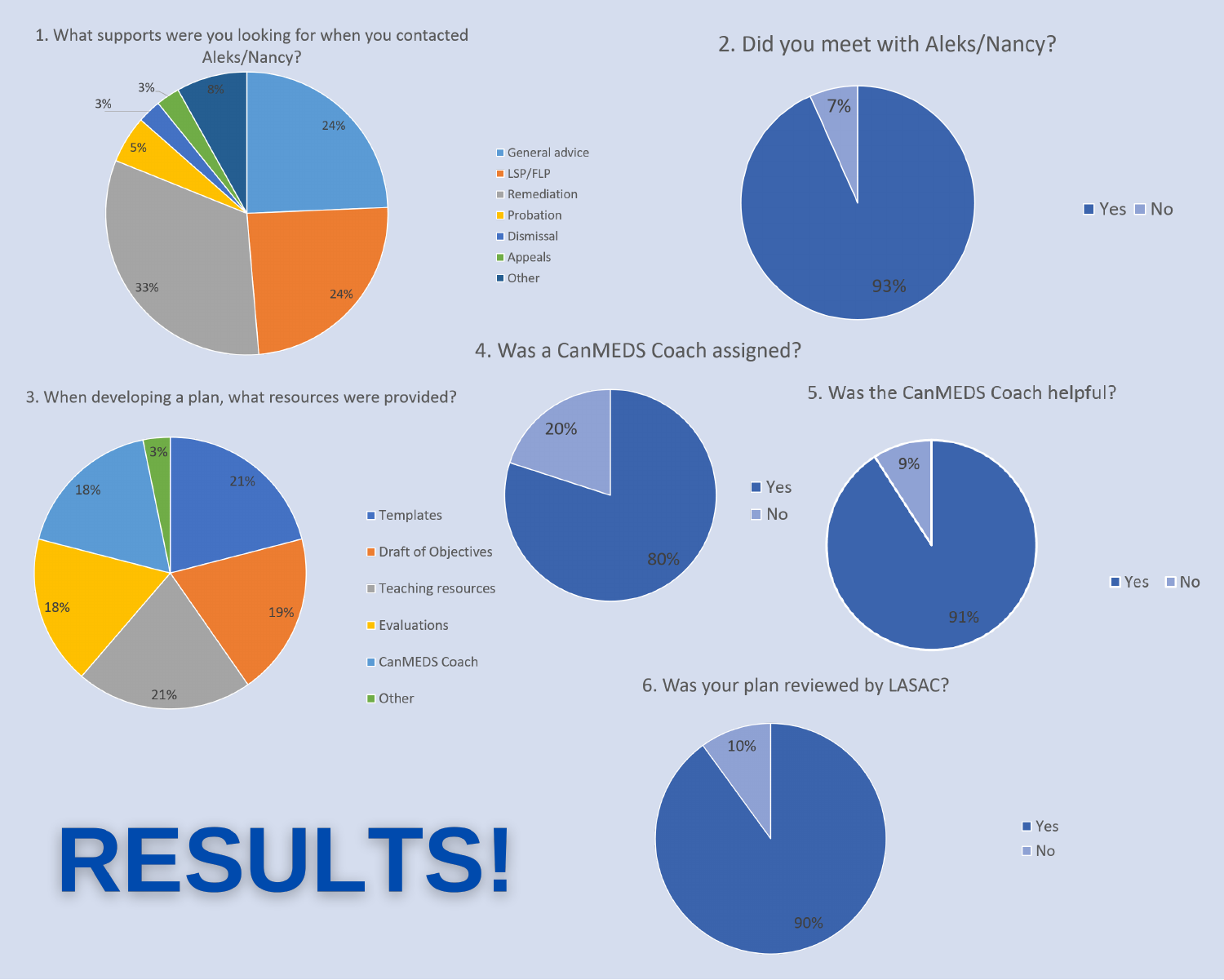# RESULTS!

## 1. What supports were you looking for when you contacted Aleks/Nancy?

| Support | Percentage |
|---|---|
| General advice | 24% |
| LSP/FLP | 24% |
| Remediation | 33% |
| Probation | 5% |
| Dismissal | 3% |
| Appeals | 3% |
| Other | 8% |

## 2. Did you meet with Aleks/Nancy?

| Response | Percentage |
|---|---|
| Yes | 93% |
| No | 7% |

## 3. When developing a plan, what resources were provided?

| Resource | Percentage |
|---|---|
| Templates | 21% |
| Draft of Objectives | 19% |
| Teaching resources | 21% |
| Evaluations | 18% |
| CanMEDS Coach | 18% |
| Other | 3% |

## 4. Was a CanMEDS Coach assigned?

| Response | Percentage |
|---|---|
| Yes | 80% |
| No | 20% |

## 5. Was the CanMEDS Coach helpful?

| Response | Percentage |
|---|---|
| Yes | 91% |
| No | 9% |

## 6. Was your plan reviewed by LASAC?

| Response | Percentage |
|---|---|
| Yes | 90% |
| No | 10% |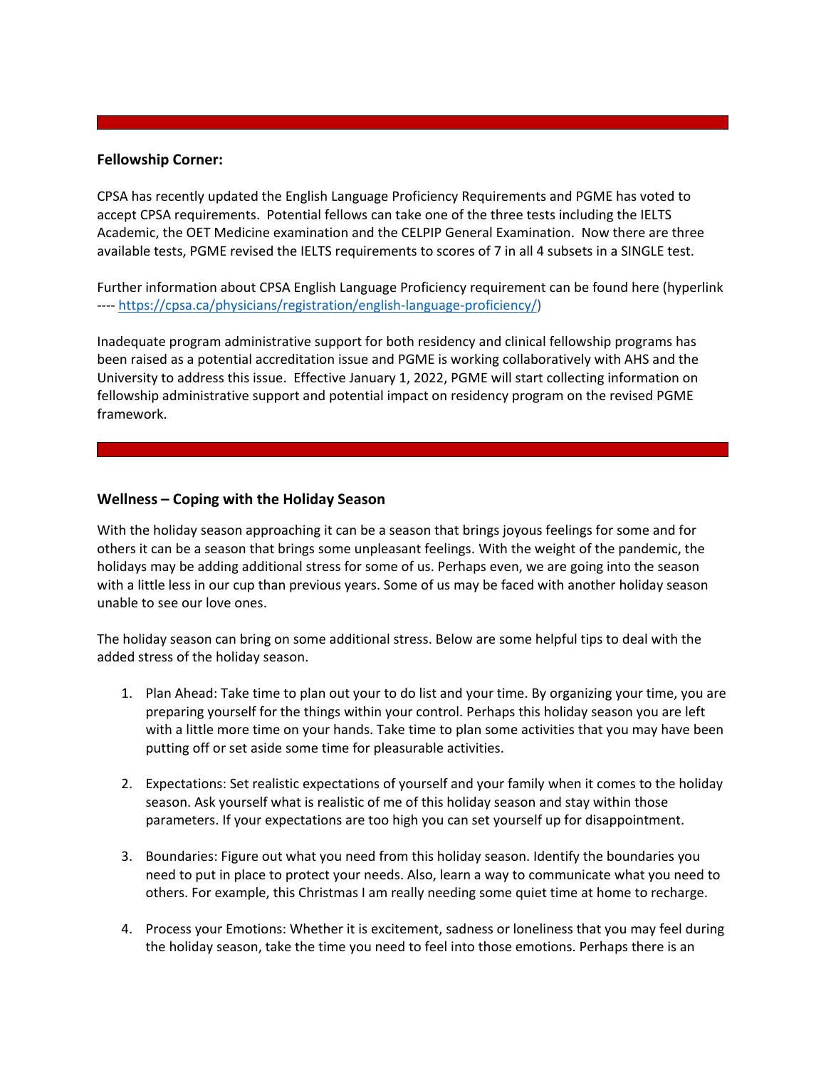---

**Fellowship Corner:**

CPSA has recently updated the English Language Proficiency Requirements and PGME has voted to accept CPSA requirements. Potential fellows can take one of the three tests including the IELTS Academic, the OET Medicine examination and the CELPIP General Examination. Now there are three available tests, PGME revised the IELTS requirements to scores of 7 in all 4 subsets in a SINGLE test.

Further information about CPSA English Language Proficiency requirement can be found here (hyperlink ---- https://cpsa.ca/physicians/registration/english-language-proficiency/)

Inadequate program administrative support for both residency and clinical fellowship programs has been raised as a potential accreditation issue and PGME is working collaboratively with AHS and the University to address this issue. Effective January 1, 2022, PGME will start collecting information on fellowship administrative support and potential impact on residency program on the revised PGME framework.

---

**Wellness – Coping with the Holiday Season**

With the holiday season approaching it can be a season that brings joyous feelings for some and for others it can be a season that brings some unpleasant feelings. With the weight of the pandemic, the holidays may be adding additional stress for some of us. Perhaps even, we are going into the season with a little less in our cup than previous years. Some of us may be faced with another holiday season unable to see our love ones.

The holiday season can bring on some additional stress. Below are some helpful tips to deal with the added stress of the holiday season.

1. Plan Ahead: Take time to plan out your to do list and your time. By organizing your time, you are preparing yourself for the things within your control. Perhaps this holiday season you are left with a little more time on your hands. Take time to plan some activities that you may have been putting off or set aside some time for pleasurable activities.

2. Expectations: Set realistic expectations of yourself and your family when it comes to the holiday season. Ask yourself what is realistic of me of this holiday season and stay within those parameters. If your expectations are too high you can set yourself up for disappointment.

3. Boundaries: Figure out what you need from this holiday season. Identify the boundaries you need to put in place to protect your needs. Also, learn a way to communicate what you need to others. For example, this Christmas I am really needing some quiet time at home to recharge.

4. Process your Emotions: Whether it is excitement, sadness or loneliness that you may feel during the holiday season, take the time you need to feel into those emotions. Perhaps there is an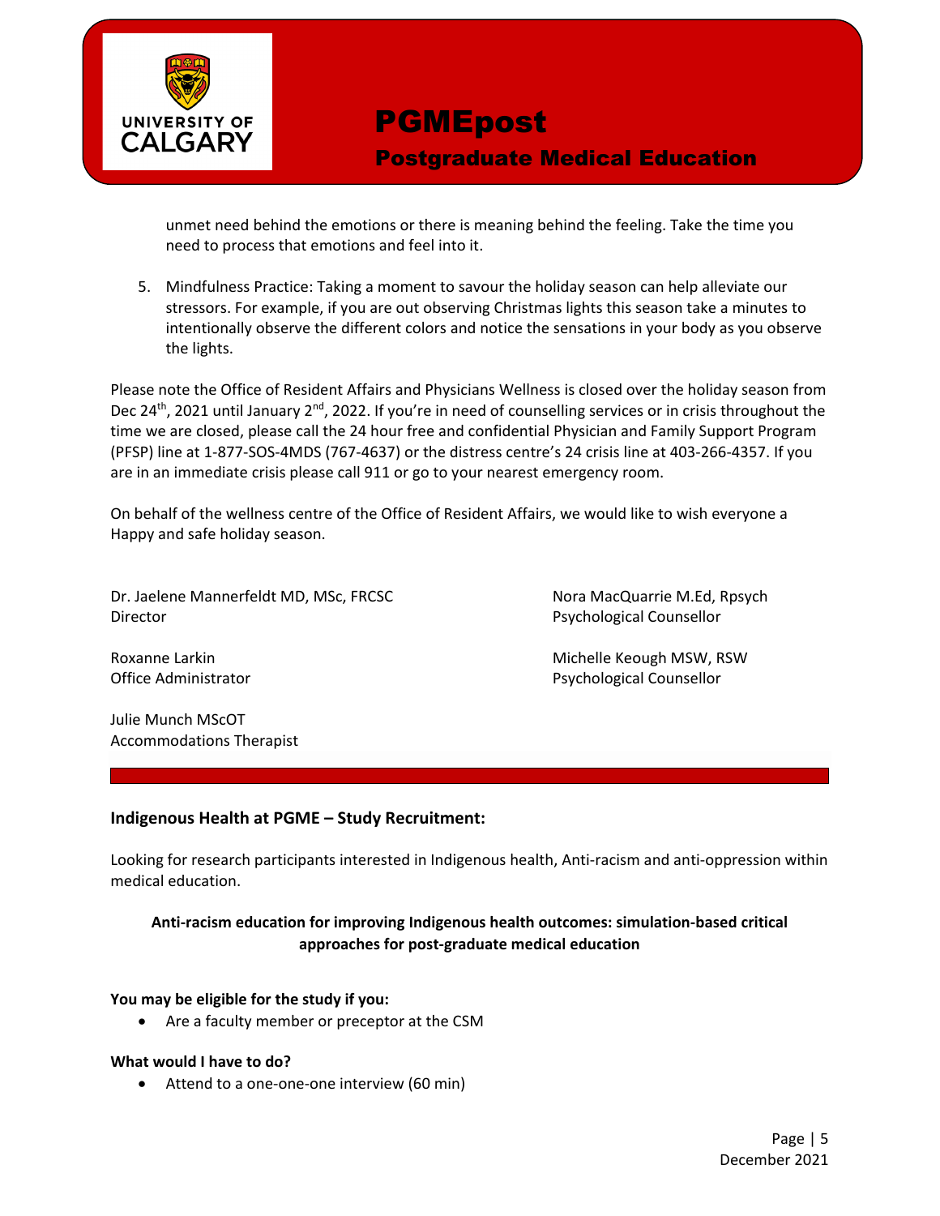unmet need behind the emotions or there is meaning behind the feeling. Take the time you need to process that emotions and feel into it.

5. Mindfulness Practice: Taking a moment to savour the holiday season can help alleviate our stressors. For example, if you are out observing Christmas lights this season take a minutes to intentionally observe the different colors and notice the sensations in your body as you observe the lights.

Please note the Office of Resident Affairs and Physicians Wellness is closed over the holiday season from Dec 24th, 2021 until January 2nd, 2022. If you're in need of counselling services or in crisis throughout the time we are closed, please call the 24 hour free and confidential Physician and Family Support Program (PFSP) line at 1-877-SOS-4MDS (767-4637) or the distress centre's 24 crisis line at 403-266-4357. If you are in an immediate crisis please call 911 or go to your nearest emergency room.

On behalf of the wellness centre of the Office of Resident Affairs, we would like to wish everyone a Happy and safe holiday season.

Dr. Jaelene Mannerfeldt MD, MSc, FRCSC
Director

Roxanne Larkin
Office Administrator

Julie Munch MScOT
Accommodations Therapist

Nora MacQuarrie M.Ed, Rpsych
Psychological Counsellor

Michelle Keough MSW, RSW
Psychological Counsellor

---

### Indigenous Health at PGME – Study Recruitment:

Looking for research participants interested in Indigenous health, Anti-racism and anti-oppression within medical education.

**Anti-racism education for improving Indigenous health outcomes: simulation-based critical approaches for post-graduate medical education**

**You may be eligible for the study if you:**

- Are a faculty member or preceptor at the CSM

**What would I have to do?**

- Attend to a one-one-one interview (60 min)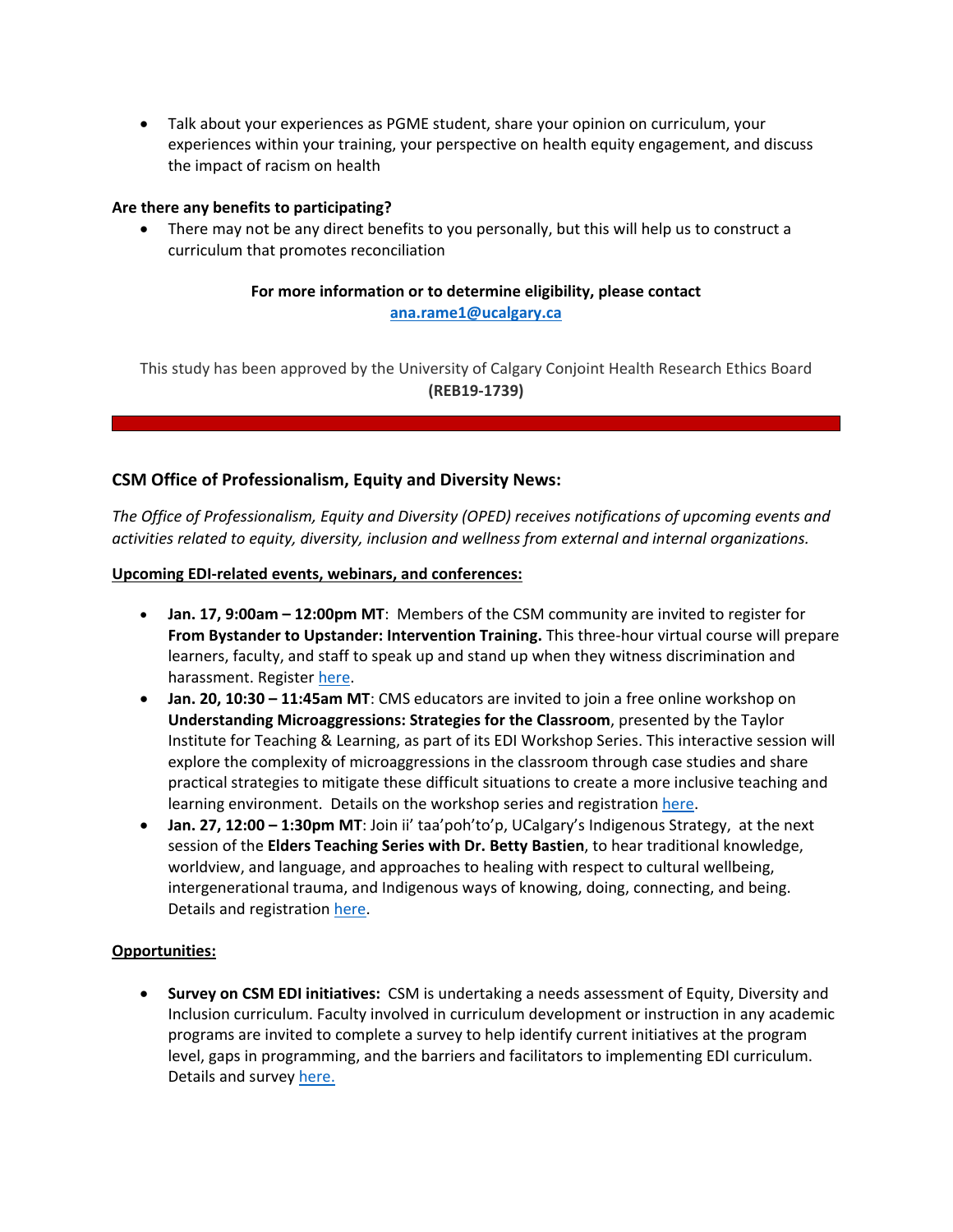- Talk about your experiences as PGME student, share your opinion on curriculum, your experiences within your training, your perspective on health equity engagement, and discuss the impact of racism on health

**Are there any benefits to participating?**

- There may not be any direct benefits to you personally, but this will help us to construct a curriculum that promotes reconciliation

**For more information or to determine eligibility, please contact**
**ana.rame1@ucalgary.ca**

This study has been approved by the University of Calgary Conjoint Health Research Ethics Board **(REB19-1739)**

---

### CSM Office of Professionalism, Equity and Diversity News:

*The Office of Professionalism, Equity and Diversity (OPED) receives notifications of upcoming events and activities related to equity, diversity, inclusion and wellness from external and internal organizations.*

**Upcoming EDI-related events, webinars, and conferences:**

- **Jan. 17, 9:00am – 12:00pm MT**: Members of the CSM community are invited to register for **From Bystander to Upstander: Intervention Training.** This three-hour virtual course will prepare learners, faculty, and staff to speak up and stand up when they witness discrimination and harassment. Register here.
- **Jan. 20, 10:30 – 11:45am MT**: CMS educators are invited to join a free online workshop on **Understanding Microaggressions: Strategies for the Classroom**, presented by the Taylor Institute for Teaching & Learning, as part of its EDI Workshop Series. This interactive session will explore the complexity of microaggressions in the classroom through case studies and share practical strategies to mitigate these difficult situations to create a more inclusive teaching and learning environment. Details on the workshop series and registration here.
- **Jan. 27, 12:00 – 1:30pm MT**: Join ii' taa'poh'to'p, UCalgary's Indigenous Strategy, at the next session of the **Elders Teaching Series with Dr. Betty Bastien**, to hear traditional knowledge, worldview, and language, and approaches to healing with respect to cultural wellbeing, intergenerational trauma, and Indigenous ways of knowing, doing, connecting, and being. Details and registration here.

**Opportunities:**

- **Survey on CSM EDI initiatives:** CSM is undertaking a needs assessment of Equity, Diversity and Inclusion curriculum. Faculty involved in curriculum development or instruction in any academic programs are invited to complete a survey to help identify current initiatives at the program level, gaps in programming, and the barriers and facilitators to implementing EDI curriculum. Details and survey here.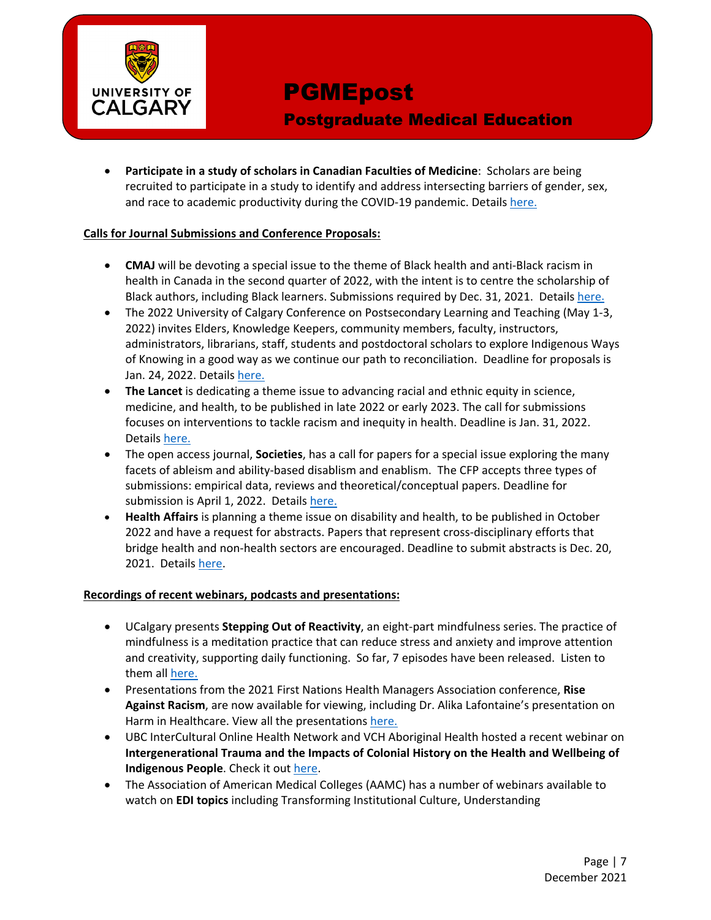- **Participate in a study of scholars in Canadian Faculties of Medicine**: Scholars are being recruited to participate in a study to identify and address intersecting barriers of gender, sex, and race to academic productivity during the COVID-19 pandemic. Details here.

**Calls for Journal Submissions and Conference Proposals:**

- **CMAJ** will be devoting a special issue to the theme of Black health and anti-Black racism in health in Canada in the second quarter of 2022, with the intent is to centre the scholarship of Black authors, including Black learners. Submissions required by Dec. 31, 2021. Details here.
- The 2022 University of Calgary Conference on Postsecondary Learning and Teaching (May 1-3, 2022) invites Elders, Knowledge Keepers, community members, faculty, instructors, administrators, librarians, staff, students and postdoctoral scholars to explore Indigenous Ways of Knowing in a good way as we continue our path to reconciliation. Deadline for proposals is Jan. 24, 2022. Details here.
- **The Lancet** is dedicating a theme issue to advancing racial and ethnic equity in science, medicine, and health, to be published in late 2022 or early 2023. The call for submissions focuses on interventions to tackle racism and inequity in health. Deadline is Jan. 31, 2022. Details here.
- The open access journal, **Societies**, has a call for papers for a special issue exploring the many facets of ableism and ability-based disablism and enablism. The CFP accepts three types of submissions: empirical data, reviews and theoretical/conceptual papers. Deadline for submission is April 1, 2022. Details here.
- **Health Affairs** is planning a theme issue on disability and health, to be published in October 2022 and have a request for abstracts. Papers that represent cross-disciplinary efforts that bridge health and non-health sectors are encouraged. Deadline to submit abstracts is Dec. 20, 2021. Details here.

**Recordings of recent webinars, podcasts and presentations:**

- UCalgary presents **Stepping Out of Reactivity**, an eight-part mindfulness series. The practice of mindfulness is a meditation practice that can reduce stress and anxiety and improve attention and creativity, supporting daily functioning. So far, 7 episodes have been released. Listen to them all here.
- Presentations from the 2021 First Nations Health Managers Association conference, **Rise Against Racism**, are now available for viewing, including Dr. Alika Lafontaine's presentation on Harm in Healthcare. View all the presentations here.
- UBC InterCultural Online Health Network and VCH Aboriginal Health hosted a recent webinar on **Intergenerational Trauma and the Impacts of Colonial History on the Health and Wellbeing of Indigenous People**. Check it out here.
- The Association of American Medical Colleges (AAMC) has a number of webinars available to watch on **EDI topics** including Transforming Institutional Culture, Understanding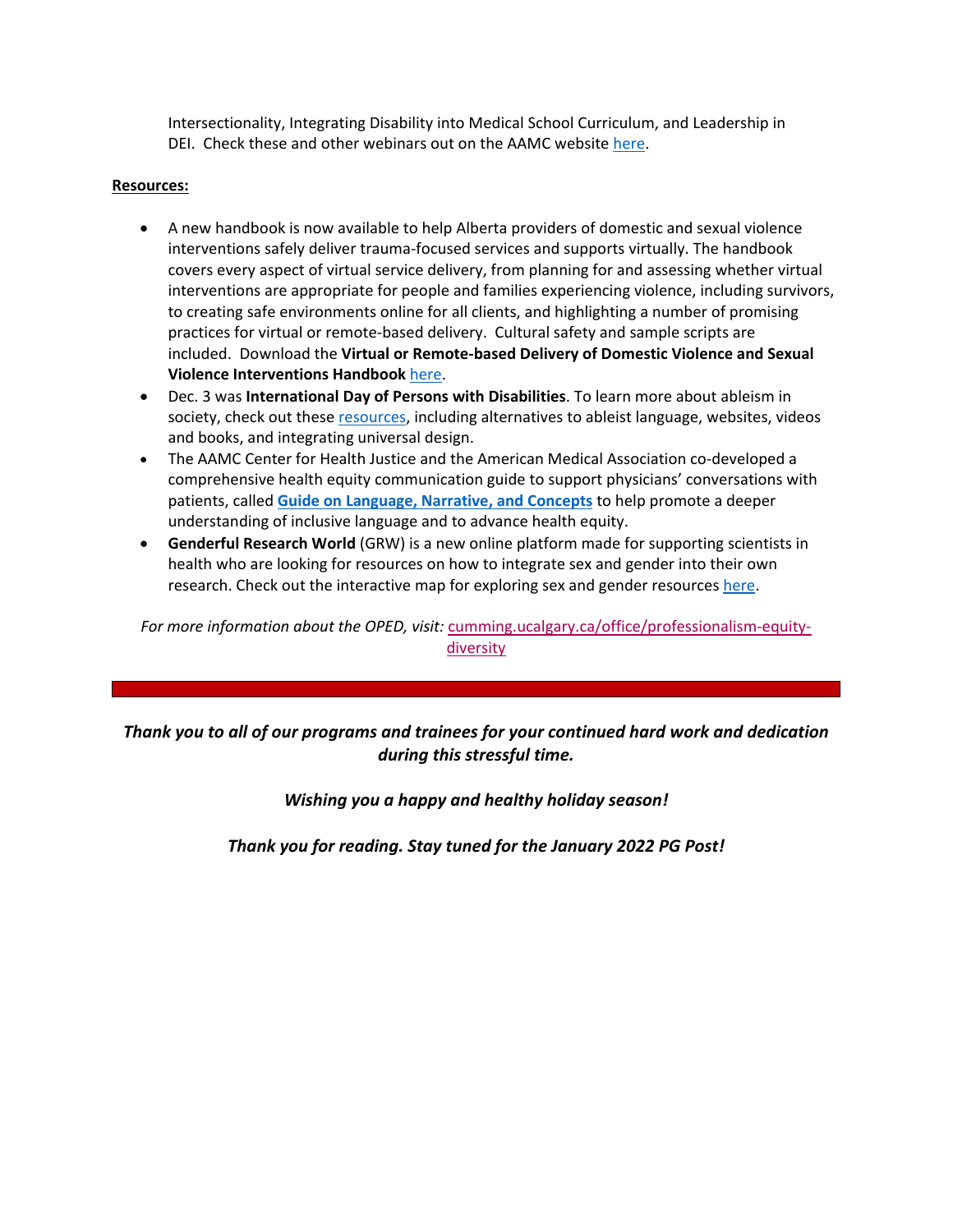Intersectionality, Integrating Disability into Medical School Curriculum, and Leadership in DEI. Check these and other webinars out on the AAMC website here.

**Resources:**

- A new handbook is now available to help Alberta providers of domestic and sexual violence interventions safely deliver trauma-focused services and supports virtually. The handbook covers every aspect of virtual service delivery, from planning for and assessing whether virtual interventions are appropriate for people and families experiencing violence, including survivors, to creating safe environments online for all clients, and highlighting a number of promising practices for virtual or remote-based delivery. Cultural safety and sample scripts are included. Download the **Virtual or Remote-based Delivery of Domestic Violence and Sexual Violence Interventions Handbook** here.
- Dec. 3 was **International Day of Persons with Disabilities**. To learn more about ableism in society, check out these resources, including alternatives to ableist language, websites, videos and books, and integrating universal design.
- The AAMC Center for Health Justice and the American Medical Association co-developed a comprehensive health equity communication guide to support physicians' conversations with patients, called **Guide on Language, Narrative, and Concepts** to help promote a deeper understanding of inclusive language and to advance health equity.
- **Genderful Research World** (GRW) is a new online platform made for supporting scientists in health who are looking for resources on how to integrate sex and gender into their own research. Check out the interactive map for exploring sex and gender resources here.

*For more information about the OPED, visit:* cumming.ucalgary.ca/office/professionalism-equity-diversity

---

***Thank you to all of our programs and trainees for your continued hard work and dedication during this stressful time.***

***Wishing you a happy and healthy holiday season!***

***Thank you for reading. Stay tuned for the January 2022 PG Post!***